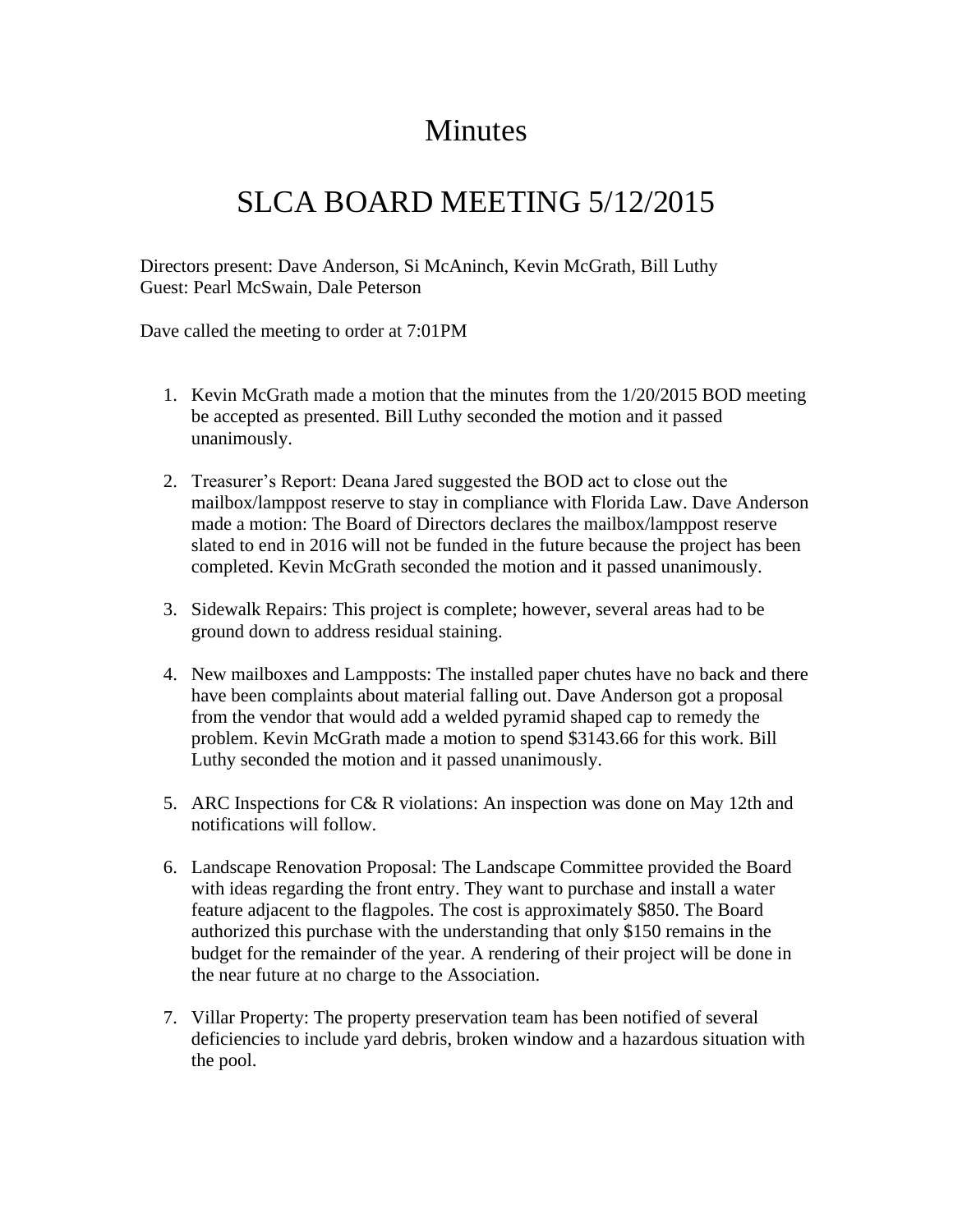# Minutes

# SLCA BOARD MEETING 5/12/2015

Directors present: Dave Anderson, Si McAninch, Kevin McGrath, Bill Luthy
Guest: Pearl McSwain, Dale Peterson

Dave called the meeting to order at 7:01PM

1. Kevin McGrath made a motion that the minutes from the 1/20/2015 BOD meeting be accepted as presented. Bill Luthy seconded the motion and it passed unanimously.

2. Treasurer's Report: Deana Jared suggested the BOD act to close out the mailbox/lamppost reserve to stay in compliance with Florida Law. Dave Anderson made a motion: The Board of Directors declares the mailbox/lamppost reserve slated to end in 2016 will not be funded in the future because the project has been completed. Kevin McGrath seconded the motion and it passed unanimously.

3. Sidewalk Repairs: This project is complete; however, several areas had to be ground down to address residual staining.

4. New mailboxes and Lampposts: The installed paper chutes have no back and there have been complaints about material falling out. Dave Anderson got a proposal from the vendor that would add a welded pyramid shaped cap to remedy the problem. Kevin McGrath made a motion to spend $3143.66 for this work. Bill Luthy seconded the motion and it passed unanimously.

5. ARC Inspections for C& R violations: An inspection was done on May 12th and notifications will follow.

6. Landscape Renovation Proposal: The Landscape Committee provided the Board with ideas regarding the front entry. They want to purchase and install a water feature adjacent to the flagpoles. The cost is approximately $850. The Board authorized this purchase with the understanding that only $150 remains in the budget for the remainder of the year. A rendering of their project will be done in the near future at no charge to the Association.

7. Villar Property: The property preservation team has been notified of several deficiencies to include yard debris, broken window and a hazardous situation with the pool.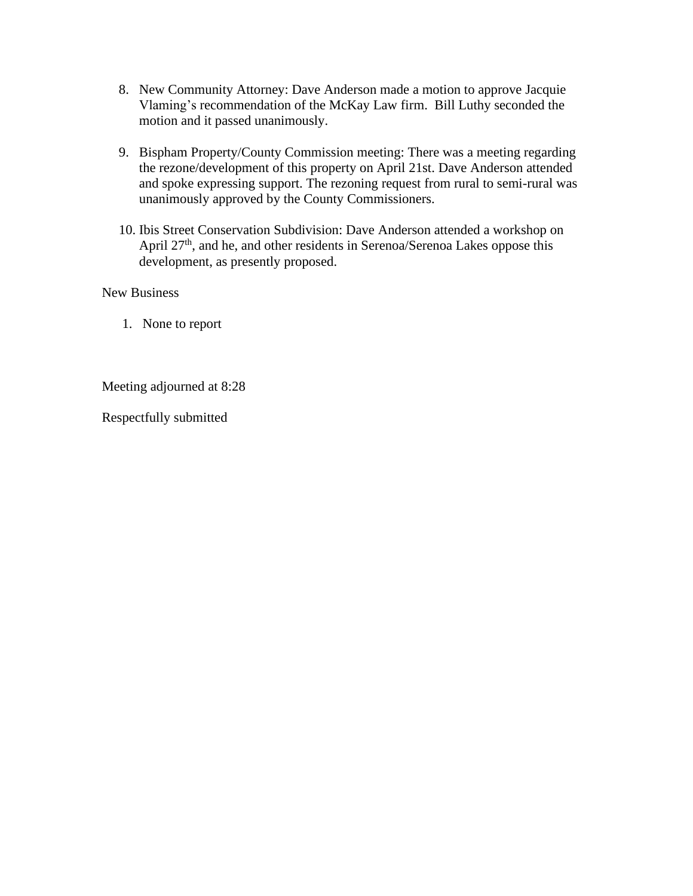8. New Community Attorney: Dave Anderson made a motion to approve Jacquie Vlaming's recommendation of the McKay Law firm. Bill Luthy seconded the motion and it passed unanimously.

9. Bispham Property/County Commission meeting: There was a meeting regarding the rezone/development of this property on April 21st. Dave Anderson attended and spoke expressing support. The rezoning request from rural to semi-rural was unanimously approved by the County Commissioners.

10. Ibis Street Conservation Subdivision: Dave Anderson attended a workshop on April 27th, and he, and other residents in Serenoa/Serenoa Lakes oppose this development, as presently proposed.

New Business

1. None to report

Meeting adjourned at 8:28

Respectfully submitted